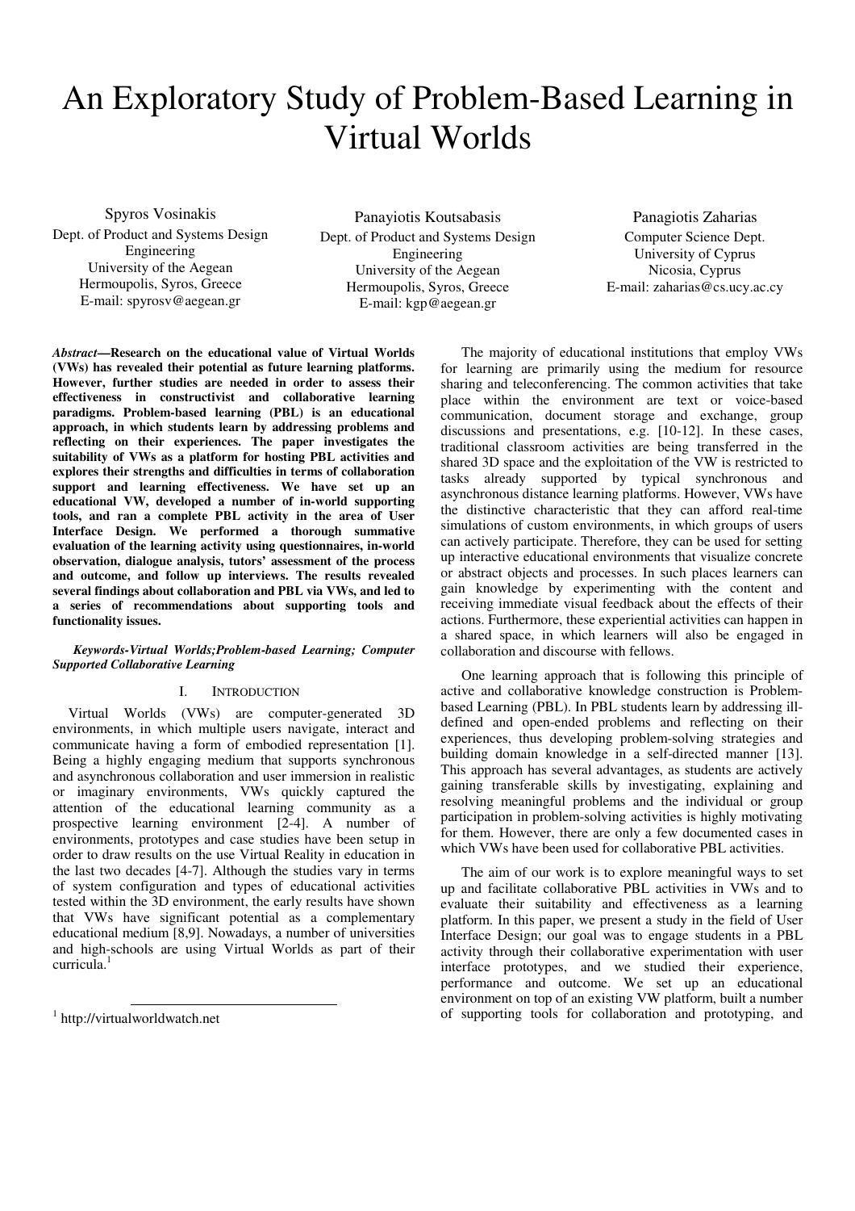# An Exploratory Study of Problem-Based Learning in Virtual Worlds

Spyros Vosinakis
Dept. of Product and Systems Design Engineering
University of the Aegean
Hermoupolis, Syros, Greece
E-mail: spyrosv@aegean.gr

Panayiotis Koutsabasis
Dept. of Product and Systems Design Engineering
University of the Aegean
Hermoupolis, Syros, Greece
E-mail: kgp@aegean.gr

Panagiotis Zaharias
Computer Science Dept.
University of Cyprus
Nicosia, Cyprus
E-mail: zaharias@cs.ucy.ac.cy

***Abstract*—Research on the educational value of Virtual Worlds (VWs) has revealed their potential as future learning platforms. However, further studies are needed in order to assess their effectiveness in constructivist and collaborative learning paradigms. Problem-based learning (PBL) is an educational approach, in which students learn by addressing problems and reflecting on their experiences. The paper investigates the suitability of VWs as a platform for hosting PBL activities and explores their strengths and difficulties in terms of collaboration support and learning effectiveness. We have set up an educational VW, developed a number of in-world supporting tools, and ran a complete PBL activity in the area of User Interface Design. We performed a thorough summative evaluation of the learning activity using questionnaires, in-world observation, dialogue analysis, tutors' assessment of the process and outcome, and follow up interviews. The results revealed several findings about collaboration and PBL via VWs, and led to a series of recommendations about supporting tools and functionality issues.**

***Keywords-Virtual Worlds;Problem-based Learning; Computer Supported Collaborative Learning***

## I. Introduction

Virtual Worlds (VWs) are computer-generated 3D environments, in which multiple users navigate, interact and communicate having a form of embodied representation [1]. Being a highly engaging medium that supports synchronous and asynchronous collaboration and user immersion in realistic or imaginary environments, VWs quickly captured the attention of the educational learning community as a prospective learning environment [2-4]. A number of environments, prototypes and case studies have been setup in order to draw results on the use Virtual Reality in education in the last two decades [4-7]. Although the studies vary in terms of system configuration and types of educational activities tested within the 3D environment, the early results have shown that VWs have significant potential as a complementary educational medium [8,9]. Nowadays, a number of universities and high-schools are using Virtual Worlds as part of their curricula.[1]

The majority of educational institutions that employ VWs for learning are primarily using the medium for resource sharing and teleconferencing. The common activities that take place within the environment are text or voice-based communication, document storage and exchange, group discussions and presentations, e.g. [10-12]. In these cases, traditional classroom activities are being transferred in the shared 3D space and the exploitation of the VW is restricted to tasks already supported by typical synchronous and asynchronous distance learning platforms. However, VWs have the distinctive characteristic that they can afford real-time simulations of custom environments, in which groups of users can actively participate. Therefore, they can be used for setting up interactive educational environments that visualize concrete or abstract objects and processes. In such places learners can gain knowledge by experimenting with the content and receiving immediate visual feedback about the effects of their actions. Furthermore, these experiential activities can happen in a shared space, in which learners will also be engaged in collaboration and discourse with fellows.

One learning approach that is following this principle of active and collaborative knowledge construction is Problem-based Learning (PBL). In PBL students learn by addressing ill-defined and open-ended problems and reflecting on their experiences, thus developing problem-solving strategies and building domain knowledge in a self-directed manner [13]. This approach has several advantages, as students are actively gaining transferable skills by investigating, explaining and resolving meaningful problems and the individual or group participation in problem-solving activities is highly motivating for them. However, there are only a few documented cases in which VWs have been used for collaborative PBL activities.

The aim of our work is to explore meaningful ways to set up and facilitate collaborative PBL activities in VWs and to evaluate their suitability and effectiveness as a learning platform. In this paper, we present a study in the field of User Interface Design; our goal was to engage students in a PBL activity through their collaborative experimentation with user interface prototypes, and we studied their experience, performance and outcome. We set up an educational environment on top of an existing VW platform, built a number of supporting tools for collaboration and prototyping, and

[1] http://virtualworldwatch.net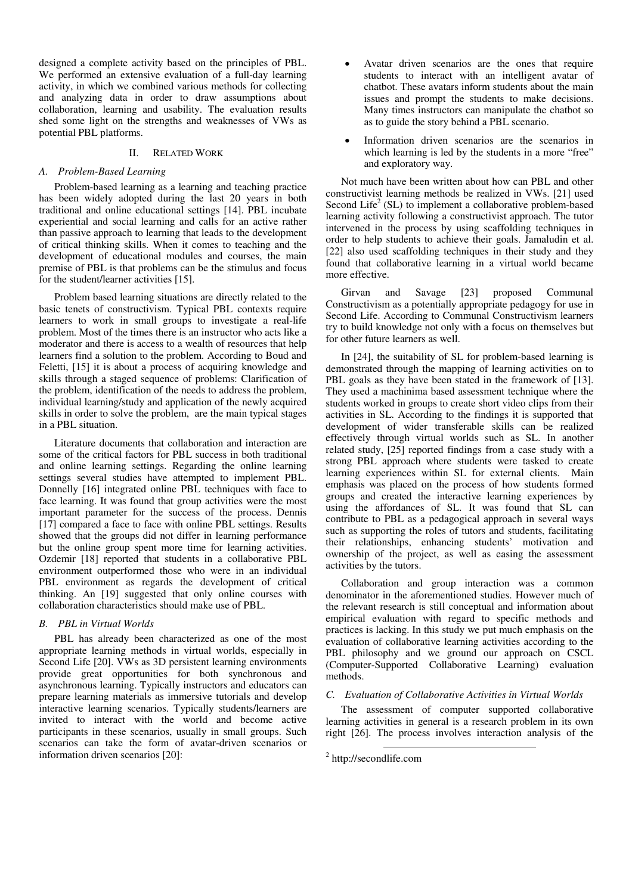designed a complete activity based on the principles of PBL. We performed an extensive evaluation of a full-day learning activity, in which we combined various methods for collecting and analyzing data in order to draw assumptions about collaboration, learning and usability. The evaluation results shed some light on the strengths and weaknesses of VWs as potential PBL platforms.

## II. Related Work

### A. Problem-Based Learning

Problem-based learning as a learning and teaching practice has been widely adopted during the last 20 years in both traditional and online educational settings [14]. PBL incubate experiential and social learning and calls for an active rather than passive approach to learning that leads to the development of critical thinking skills. When it comes to teaching and the development of educational modules and courses, the main premise of PBL is that problems can be the stimulus and focus for the student/learner activities [15].

Problem based learning situations are directly related to the basic tenets of constructivism. Typical PBL contexts require learners to work in small groups to investigate a real-life problem. Most of the times there is an instructor who acts like a moderator and there is access to a wealth of resources that help learners find a solution to the problem. According to Boud and Feletti, [15] it is about a process of acquiring knowledge and skills through a staged sequence of problems: Clarification of the problem, identification of the needs to address the problem, individual learning/study and application of the newly acquired skills in order to solve the problem, are the main typical stages in a PBL situation.

Literature documents that collaboration and interaction are some of the critical factors for PBL success in both traditional and online learning settings. Regarding the online learning settings several studies have attempted to implement PBL. Donnelly [16] integrated online PBL techniques with face to face learning. It was found that group activities were the most important parameter for the success of the process. Dennis [17] compared a face to face with online PBL settings. Results showed that the groups did not differ in learning performance but the online group spent more time for learning activities. Ozdemir [18] reported that students in a collaborative PBL environment outperformed those who were in an individual PBL environment as regards the development of critical thinking. An [19] suggested that only online courses with collaboration characteristics should make use of PBL.

### B. PBL in Virtual Worlds

PBL has already been characterized as one of the most appropriate learning methods in virtual worlds, especially in Second Life [20]. VWs as 3D persistent learning environments provide great opportunities for both synchronous and asynchronous learning. Typically instructors and educators can prepare learning materials as immersive tutorials and develop interactive learning scenarios. Typically students/learners are invited to interact with the world and become active participants in these scenarios, usually in small groups. Such scenarios can take the form of avatar-driven scenarios or information driven scenarios [20]:

- Avatar driven scenarios are the ones that require students to interact with an intelligent avatar of chatbot. These avatars inform students about the main issues and prompt the students to make decisions. Many times instructors can manipulate the chatbot so as to guide the story behind a PBL scenario.
- Information driven scenarios are the scenarios in which learning is led by the students in a more "free" and exploratory way.

Not much have been written about how can PBL and other constructivist learning methods be realized in VWs. [21] used Second Life[2] (SL) to implement a collaborative problem-based learning activity following a constructivist approach. The tutor intervened in the process by using scaffolding techniques in order to help students to achieve their goals. Jamaludin et al. [22] also used scaffolding techniques in their study and they found that collaborative learning in a virtual world became more effective.

Girvan and Savage [23] proposed Communal Constructivism as a potentially appropriate pedagogy for use in Second Life. According to Communal Constructivism learners try to build knowledge not only with a focus on themselves but for other future learners as well.

In [24], the suitability of SL for problem-based learning is demonstrated through the mapping of learning activities on to PBL goals as they have been stated in the framework of [13]. They used a machinima based assessment technique where the students worked in groups to create short video clips from their activities in SL. According to the findings it is supported that development of wider transferable skills can be realized effectively through virtual worlds such as SL. In another related study, [25] reported findings from a case study with a strong PBL approach where students were tasked to create learning experiences within SL for external clients. Main emphasis was placed on the process of how students formed groups and created the interactive learning experiences by using the affordances of SL. It was found that SL can contribute to PBL as a pedagogical approach in several ways such as supporting the roles of tutors and students, facilitating their relationships, enhancing students' motivation and ownership of the project, as well as easing the assessment activities by the tutors.

Collaboration and group interaction was a common denominator in the aforementioned studies. However much of the relevant research is still conceptual and information about empirical evaluation with regard to specific methods and practices is lacking. In this study we put much emphasis on the evaluation of collaborative learning activities according to the PBL philosophy and we ground our approach on CSCL (Computer-Supported Collaborative Learning) evaluation methods.

### C. Evaluation of Collaborative Activities in Virtual Worlds

The assessment of computer supported collaborative learning activities in general is a research problem in its own right [26]. The process involves interaction analysis of the

[2] http://secondlife.com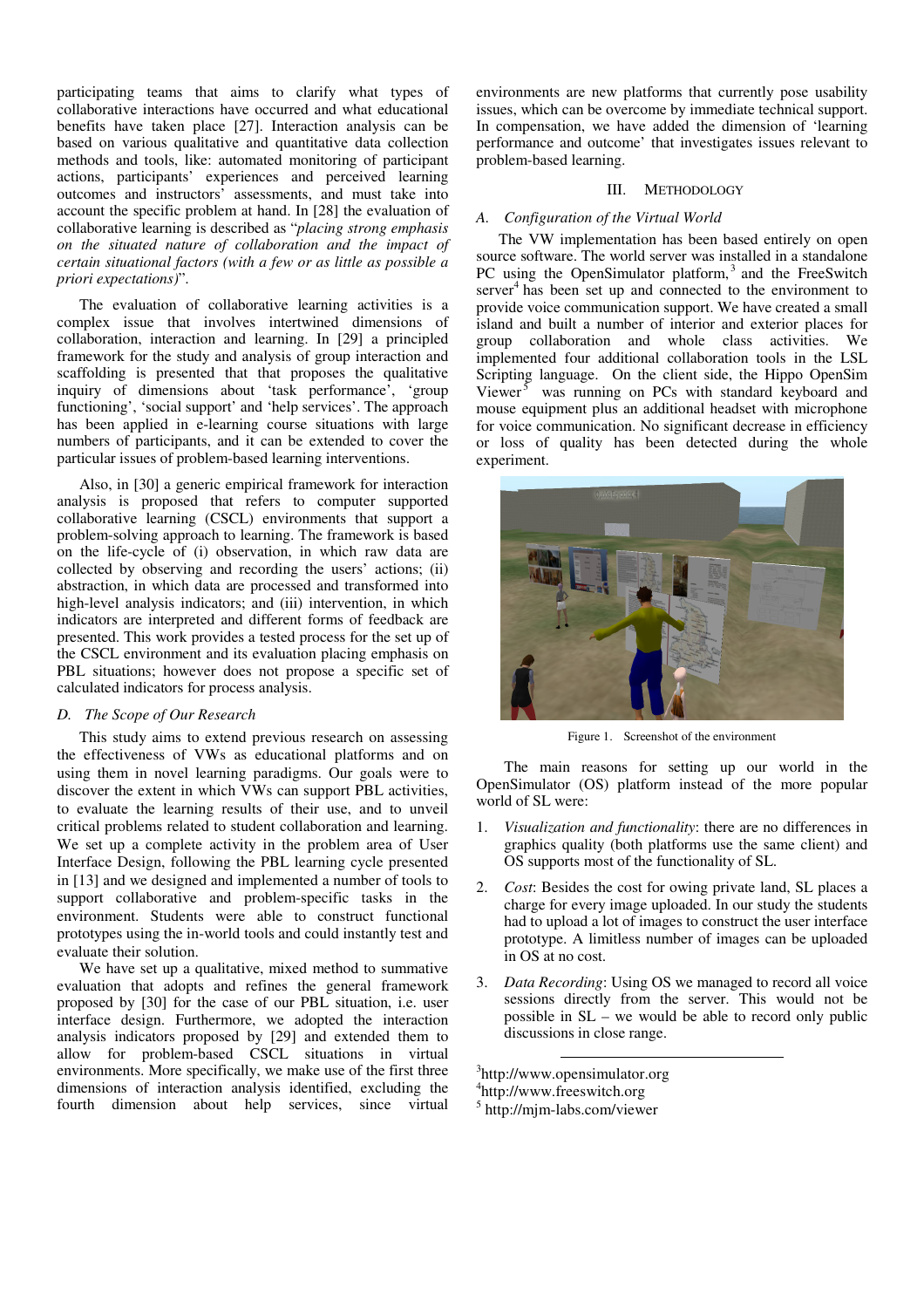participating teams that aims to clarify what types of collaborative interactions have occurred and what educational benefits have taken place [27]. Interaction analysis can be based on various qualitative and quantitative data collection methods and tools, like: automated monitoring of participant actions, participants' experiences and perceived learning outcomes and instructors' assessments, and must take into account the specific problem at hand. In [28] the evaluation of collaborative learning is described as "*placing strong emphasis on the situated nature of collaboration and the impact of certain situational factors (with a few or as little as possible a priori expectations)*".

The evaluation of collaborative learning activities is a complex issue that involves intertwined dimensions of collaboration, interaction and learning. In [29] a principled framework for the study and analysis of group interaction and scaffolding is presented that that proposes the qualitative inquiry of dimensions about 'task performance', 'group functioning', 'social support' and 'help services'. The approach has been applied in e-learning course situations with large numbers of participants, and it can be extended to cover the particular issues of problem-based learning interventions.

Also, in [30] a generic empirical framework for interaction analysis is proposed that refers to computer supported collaborative learning (CSCL) environments that support a problem-solving approach to learning. The framework is based on the life-cycle of (i) observation, in which raw data are collected by observing and recording the users' actions; (ii) abstraction, in which data are processed and transformed into high-level analysis indicators; and (iii) intervention, in which indicators are interpreted and different forms of feedback are presented. This work provides a tested process for the set up of the CSCL environment and its evaluation placing emphasis on PBL situations; however does not propose a specific set of calculated indicators for process analysis.

### *D. The Scope of Our Research*

This study aims to extend previous research on assessing the effectiveness of VWs as educational platforms and on using them in novel learning paradigms. Our goals were to discover the extent in which VWs can support PBL activities, to evaluate the learning results of their use, and to unveil critical problems related to student collaboration and learning. We set up a complete activity in the problem area of User Interface Design, following the PBL learning cycle presented in [13] and we designed and implemented a number of tools to support collaborative and problem-specific tasks in the environment. Students were able to construct functional prototypes using the in-world tools and could instantly test and evaluate their solution.

We have set up a qualitative, mixed method to summative evaluation that adopts and refines the general framework proposed by [30] for the case of our PBL situation, i.e. user interface design. Furthermore, we adopted the interaction analysis indicators proposed by [29] and extended them to allow for problem-based CSCL situations in virtual environments. More specifically, we make use of the first three dimensions of interaction analysis identified, excluding the fourth dimension about help services, since virtual environments are new platforms that currently pose usability issues, which can be overcome by immediate technical support. In compensation, we have added the dimension of 'learning performance and outcome' that investigates issues relevant to problem-based learning.

## III. Methodology

### *A. Configuration of the Virtual World*

The VW implementation has been based entirely on open source software. The world server was installed in a standalone PC using the OpenSimulator platform,[3] and the FreeSwitch server[4] has been set up and connected to the environment to provide voice communication support. We have created a small island and built a number of interior and exterior places for group collaboration and whole class activities. We implemented four additional collaboration tools in the LSL Scripting language. On the client side, the Hippo OpenSim Viewer[5] was running on PCs with standard keyboard and mouse equipment plus an additional headset with microphone for voice communication. No significant decrease in efficiency or loss of quality has been detected during the whole experiment.

Figure 1. Screenshot of the environment

The main reasons for setting up our world in the OpenSimulator (OS) platform instead of the more popular world of SL were:

1. *Visualization and functionality*: there are no differences in graphics quality (both platforms use the same client) and OS supports most of the functionality of SL.
2. *Cost*: Besides the cost for owing private land, SL places a charge for every image uploaded. In our study the students had to upload a lot of images to construct the user interface prototype. A limitless number of images can be uploaded in OS at no cost.
3. *Data Recording*: Using OS we managed to record all voice sessions directly from the server. This would not be possible in SL – we would be able to record only public discussions in close range.

---

[3] http://www.opensimulator.org
[4] http://www.freeswitch.org
[5] http://mjm-labs.com/viewer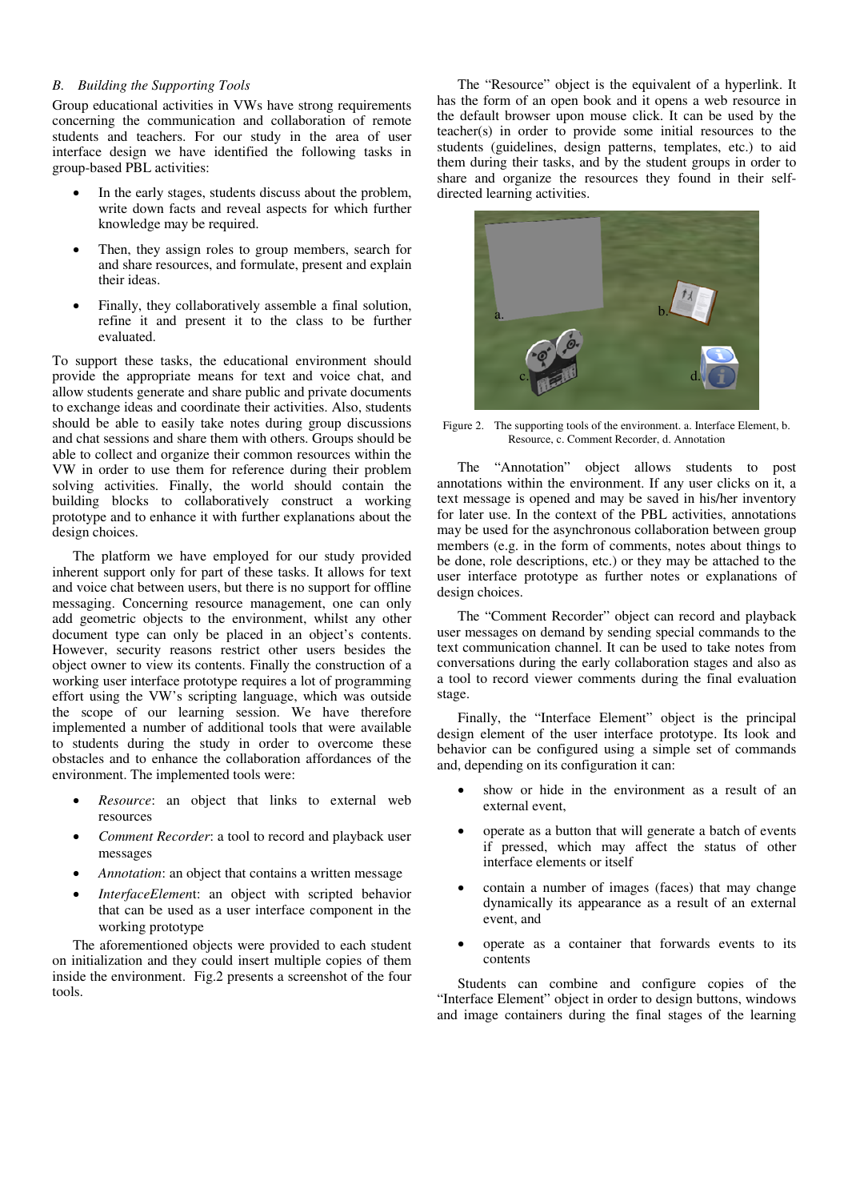### B. Building the Supporting Tools

Group educational activities in VWs have strong requirements concerning the communication and collaboration of remote students and teachers. For our study in the area of user interface design we have identified the following tasks in group-based PBL activities:

- In the early stages, students discuss about the problem, write down facts and reveal aspects for which further knowledge may be required.
- Then, they assign roles to group members, search for and share resources, and formulate, present and explain their ideas.
- Finally, they collaboratively assemble a final solution, refine it and present it to the class to be further evaluated.

To support these tasks, the educational environment should provide the appropriate means for text and voice chat, and allow students generate and share public and private documents to exchange ideas and coordinate their activities. Also, students should be able to easily take notes during group discussions and chat sessions and share them with others. Groups should be able to collect and organize their common resources within the VW in order to use them for reference during their problem solving activities. Finally, the world should contain the building blocks to collaboratively construct a working prototype and to enhance it with further explanations about the design choices.

The platform we have employed for our study provided inherent support only for part of these tasks. It allows for text and voice chat between users, but there is no support for offline messaging. Concerning resource management, one can only add geometric objects to the environment, whilst any other document type can only be placed in an object's contents. However, security reasons restrict other users besides the object owner to view its contents. Finally the construction of a working user interface prototype requires a lot of programming effort using the VW's scripting language, which was outside the scope of our learning session. We have therefore implemented a number of additional tools that were available to students during the study in order to overcome these obstacles and to enhance the collaboration affordances of the environment. The implemented tools were:

- *Resource*: an object that links to external web resources
- *Comment Recorder*: a tool to record and playback user messages
- *Annotation*: an object that contains a written message
- *InterfaceElement*: an object with scripted behavior that can be used as a user interface component in the working prototype

The aforementioned objects were provided to each student on initialization and they could insert multiple copies of them inside the environment. Fig.2 presents a screenshot of the four tools.

The "Resource" object is the equivalent of a hyperlink. It has the form of an open book and it opens a web resource in the default browser upon mouse click. It can be used by the teacher(s) in order to provide some initial resources to the students (guidelines, design patterns, templates, etc.) to aid them during their tasks, and by the student groups in order to share and organize the resources they found in their self-directed learning activities.

a.
b.
c.
d.

Figure 2. The supporting tools of the environment. a. Interface Element, b. Resource, c. Comment Recorder, d. Annotation

The "Annotation" object allows students to post annotations within the environment. If any user clicks on it, a text message is opened and may be saved in his/her inventory for later use. In the context of the PBL activities, annotations may be used for the asynchronous collaboration between group members (e.g. in the form of comments, notes about things to be done, role descriptions, etc.) or they may be attached to the user interface prototype as further notes or explanations of design choices.

The "Comment Recorder" object can record and playback user messages on demand by sending special commands to the text communication channel. It can be used to take notes from conversations during the early collaboration stages and also as a tool to record viewer comments during the final evaluation stage.

Finally, the "Interface Element" object is the principal design element of the user interface prototype. Its look and behavior can be configured using a simple set of commands and, depending on its configuration it can:

- show or hide in the environment as a result of an external event,
- operate as a button that will generate a batch of events if pressed, which may affect the status of other interface elements or itself
- contain a number of images (faces) that may change dynamically its appearance as a result of an external event, and
- operate as a container that forwards events to its contents

Students can combine and configure copies of the "Interface Element" object in order to design buttons, windows and image containers during the final stages of the learning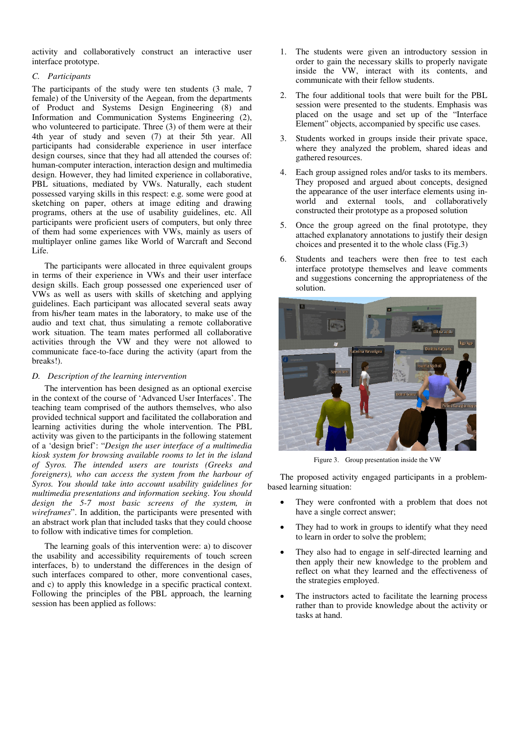activity and collaboratively construct an interactive user interface prototype.

### C. Participants

The participants of the study were ten students (3 male, 7 female) of the University of the Aegean, from the departments of Product and Systems Design Engineering (8) and Information and Communication Systems Engineering (2), who volunteered to participate. Three (3) of them were at their 4th year of study and seven (7) at their 5th year. All participants had considerable experience in user interface design courses, since that they had all attended the courses of: human-computer interaction, interaction design and multimedia design. However, they had limited experience in collaborative, PBL situations, mediated by VWs. Naturally, each student possessed varying skills in this respect: e.g. some were good at sketching on paper, others at image editing and drawing programs, others at the use of usability guidelines, etc. All participants were proficient users of computers, but only three of them had some experiences with VWs, mainly as users of multiplayer online games like World of Warcraft and Second Life.

The participants were allocated in three equivalent groups in terms of their experience in VWs and their user interface design skills. Each group possessed one experienced user of VWs as well as users with skills of sketching and applying guidelines. Each participant was allocated several seats away from his/her team mates in the laboratory, to make use of the audio and text chat, thus simulating a remote collaborative work situation. The team mates performed all collaborative activities through the VW and they were not allowed to communicate face-to-face during the activity (apart from the breaks!).

### D. Description of the learning intervention

The intervention has been designed as an optional exercise in the context of the course of 'Advanced User Interfaces'. The teaching team comprised of the authors themselves, who also provided technical support and facilitated the collaboration and learning activities during the whole intervention. The PBL activity was given to the participants in the following statement of a 'design brief': "*Design the user interface of a multimedia kiosk system for browsing available rooms to let in the island of Syros. The intended users are tourists (Greeks and foreigners), who can access the system from the harbour of Syros. You should take into account usability guidelines for multimedia presentations and information seeking. You should design the 5-7 most basic screens of the system, in wireframes*". In addition, the participants were presented with an abstract work plan that included tasks that they could choose to follow with indicative times for completion.

The learning goals of this intervention were: a) to discover the usability and accessibility requirements of touch screen interfaces, b) to understand the differences in the design of such interfaces compared to other, more conventional cases, and c) to apply this knowledge in a specific practical context. Following the principles of the PBL approach, the learning session has been applied as follows:

1. The students were given an introductory session in order to gain the necessary skills to properly navigate inside the VW, interact with its contents, and communicate with their fellow students.
2. The four additional tools that were built for the PBL session were presented to the students. Emphasis was placed on the usage and set up of the "Interface Element" objects, accompanied by specific use cases.
3. Students worked in groups inside their private space, where they analyzed the problem, shared ideas and gathered resources.
4. Each group assigned roles and/or tasks to its members. They proposed and argued about concepts, designed the appearance of the user interface elements using in-world and external tools, and collaboratively constructed their prototype as a proposed solution
5. Once the group agreed on the final prototype, they attached explanatory annotations to justify their design choices and presented it to the whole class (Fig.3)
6. Students and teachers were then free to test each interface prototype themselves and leave comments and suggestions concerning the appropriateness of the solution.

Figure 3. Group presentation inside the VW

The proposed activity engaged participants in a problem-based learning situation:

- They were confronted with a problem that does not have a single correct answer;
- They had to work in groups to identify what they need to learn in order to solve the problem;
- They also had to engage in self-directed learning and then apply their new knowledge to the problem and reflect on what they learned and the effectiveness of the strategies employed.
- The instructors acted to facilitate the learning process rather than to provide knowledge about the activity or tasks at hand.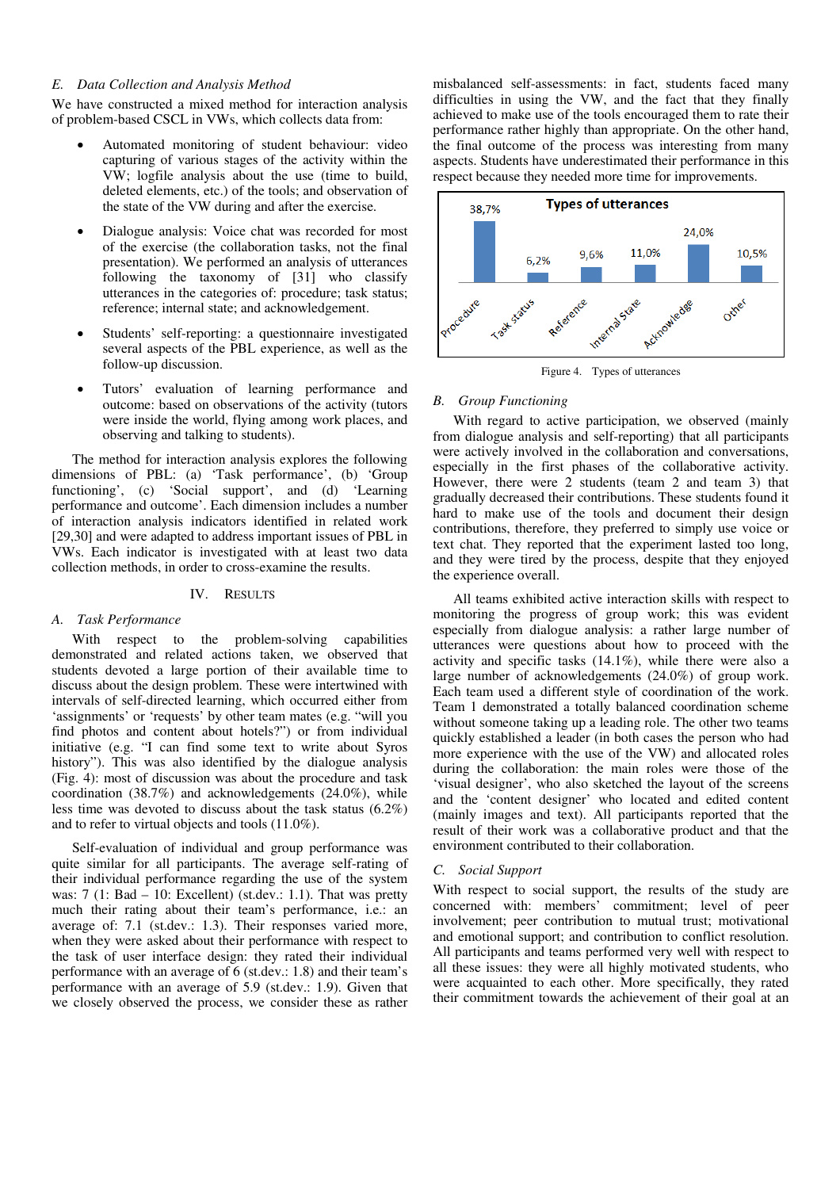### E. Data Collection and Analysis Method

We have constructed a mixed method for interaction analysis of problem-based CSCL in VWs, which collects data from:

- Automated monitoring of student behaviour: video capturing of various stages of the activity within the VW; logfile analysis about the use (time to build, deleted elements, etc.) of the tools; and observation of the state of the VW during and after the exercise.
- Dialogue analysis: Voice chat was recorded for most of the exercise (the collaboration tasks, not the final presentation). We performed an analysis of utterances following the taxonomy of [31] who classify utterances in the categories of: procedure; task status; reference; internal state; and acknowledgement.
- Students' self-reporting: a questionnaire investigated several aspects of the PBL experience, as well as the follow-up discussion.
- Tutors' evaluation of learning performance and outcome: based on observations of the activity (tutors were inside the world, flying among work places, and observing and talking to students).

The method for interaction analysis explores the following dimensions of PBL: (a) 'Task performance', (b) 'Group functioning', (c) 'Social support', and (d) 'Learning performance and outcome'. Each dimension includes a number of interaction analysis indicators identified in related work [29,30] and were adapted to address important issues of PBL in VWs. Each indicator is investigated with at least two data collection methods, in order to cross-examine the results.

## IV. Results

### A. Task Performance

With respect to the problem-solving capabilities demonstrated and related actions taken, we observed that students devoted a large portion of their available time to discuss about the design problem. These were intertwined with intervals of self-directed learning, which occurred either from 'assignments' or 'requests' by other team mates (e.g. "will you find photos and content about hotels?") or from individual initiative (e.g. "I can find some text to write about Syros history"). This was also identified by the dialogue analysis (Fig. 4): most of discussion was about the procedure and task coordination (38.7%) and acknowledgements (24.0%), while less time was devoted to discuss about the task status (6.2%) and to refer to virtual objects and tools (11.0%).

Self-evaluation of individual and group performance was quite similar for all participants. The average self-rating of their individual performance regarding the use of the system was: 7 (1: Bad – 10: Excellent) (st.dev.: 1.1). That was pretty much their rating about their team's performance, i.e.: an average of: 7.1 (st.dev.: 1.3). Their responses varied more, when they were asked about their performance with respect to the task of user interface design: they rated their individual performance with an average of 6 (st.dev.: 1.8) and their team's performance with an average of 5.9 (st.dev.: 1.9). Given that we closely observed the process, we consider these as rather misbalanced self-assessments: in fact, students faced many difficulties in using the VW, and the fact that they finally achieved to make use of the tools encouraged them to rate their performance rather highly than appropriate. On the other hand, the final outcome of the process was interesting from many aspects. Students have underestimated their performance in this respect because they needed more time for improvements.

| Types of utterances | |
|---|---|
| Procedure | 38,7% |
| Task status | 6,2% |
| Reference | 9,6% |
| Internal State | 11,0% |
| Acknowledge | 24,0% |
| Other | 10,5% |

Figure 4. Types of utterances

### B. Group Functioning

With regard to active participation, we observed (mainly from dialogue analysis and self-reporting) that all participants were actively involved in the collaboration and conversations, especially in the first phases of the collaborative activity. However, there were 2 students (team 2 and team 3) that gradually decreased their contributions. These students found it hard to make use of the tools and document their design contributions, therefore, they preferred to simply use voice or text chat. They reported that the experiment lasted too long, and they were tired by the process, despite that they enjoyed the experience overall.

All teams exhibited active interaction skills with respect to monitoring the progress of group work; this was evident especially from dialogue analysis: a rather large number of utterances were questions about how to proceed with the activity and specific tasks (14.1%), while there were also a large number of acknowledgements (24.0%) of group work. Each team used a different style of coordination of the work. Team 1 demonstrated a totally balanced coordination scheme without someone taking up a leading role. The other two teams quickly established a leader (in both cases the person who had more experience with the use of the VW) and allocated roles during the collaboration: the main roles were those of the 'visual designer', who also sketched the layout of the screens and the 'content designer' who located and edited content (mainly images and text). All participants reported that the result of their work was a collaborative product and that the environment contributed to their collaboration.

### C. Social Support

With respect to social support, the results of the study are concerned with: members' commitment; level of peer involvement; peer contribution to mutual trust; motivational and emotional support; and contribution to conflict resolution. All participants and teams performed very well with respect to all these issues: they were all highly motivated students, who were acquainted to each other. More specifically, they rated their commitment towards the achievement of their goal at an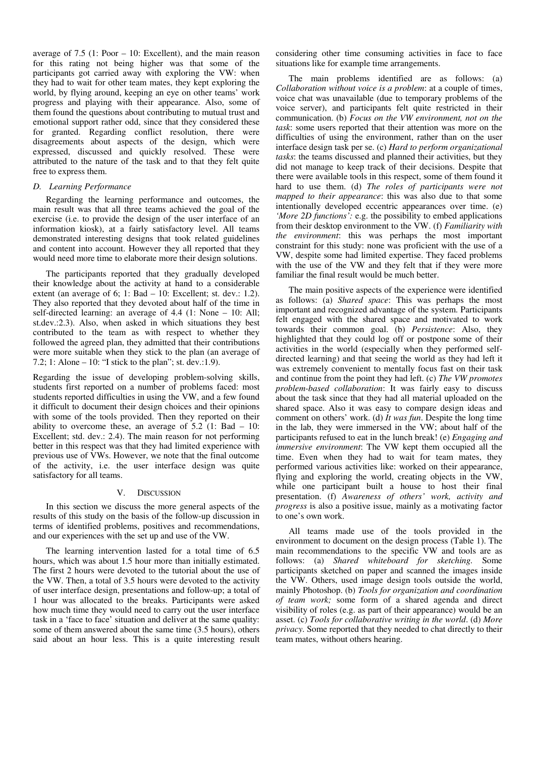average of 7.5 (1: Poor – 10: Excellent), and the main reason for this rating not being higher was that some of the participants got carried away with exploring the VW: when they had to wait for other team mates, they kept exploring the world, by flying around, keeping an eye on other teams' work progress and playing with their appearance. Also, some of them found the questions about contributing to mutual trust and emotional support rather odd, since that they considered these for granted. Regarding conflict resolution, there were disagreements about aspects of the design, which were expressed, discussed and quickly resolved. These were attributed to the nature of the task and to that they felt quite free to express them.

### *D. Learning Performance*

Regarding the learning performance and outcomes, the main result was that all three teams achieved the goal of the exercise (i.e. to provide the design of the user interface of an information kiosk), at a fairly satisfactory level. All teams demonstrated interesting designs that took related guidelines and content into account. However they all reported that they would need more time to elaborate more their design solutions.

The participants reported that they gradually developed their knowledge about the activity at hand to a considerable extent (an average of 6; 1: Bad – 10: Excellent; st. dev.: 1.2). They also reported that they devoted about half of the time in self-directed learning: an average of 4.4 (1: None – 10: All; st.dev.:2.3). Also, when asked in which situations they best contributed to the team as with respect to whether they followed the agreed plan, they admitted that their contributions were more suitable when they stick to the plan (an average of 7.2; 1: Alone – 10: "I stick to the plan"; st. dev.:1.9).

Regarding the issue of developing problem-solving skills, students first reported on a number of problems faced: most students reported difficulties in using the VW, and a few found it difficult to document their design choices and their opinions with some of the tools provided. Then they reported on their ability to overcome these, an average of 5.2 (1: Bad – 10: Excellent; std. dev.: 2.4). The main reason for not performing better in this respect was that they had limited experience with previous use of VWs. However, we note that the final outcome of the activity, i.e. the user interface design was quite satisfactory for all teams.

## V. Discussion

In this section we discuss the more general aspects of the results of this study on the basis of the follow-up discussion in terms of identified problems, positives and recommendations, and our experiences with the set up and use of the VW.

The learning intervention lasted for a total time of 6.5 hours, which was about 1.5 hour more than initially estimated. The first 2 hours were devoted to the tutorial about the use of the VW. Then, a total of 3.5 hours were devoted to the activity of user interface design, presentations and follow-up; a total of 1 hour was allocated to the breaks. Participants were asked how much time they would need to carry out the user interface task in a 'face to face' situation and deliver at the same quality: some of them answered about the same time (3.5 hours), others said about an hour less. This is a quite interesting result considering other time consuming activities in face to face situations like for example time arrangements.

The main problems identified are as follows: (a) *Collaboration without voice is a problem*: at a couple of times, voice chat was unavailable (due to temporary problems of the voice server), and participants felt quite restricted in their communication. (b) *Focus on the VW environment, not on the task*: some users reported that their attention was more on the difficulties of using the environment, rather than on the user interface design task per se. (c) *Hard to perform organizational tasks*: the teams discussed and planned their activities, but they did not manage to keep track of their decisions. Despite that there were available tools in this respect, some of them found it hard to use them. (d) *The roles of participants were not mapped to their appearance*: this was also due to that some intentionally developed eccentric appearances over time. (e) *'More 2D functions':* e.g. the possibility to embed applications from their desktop environment to the VW. (f) *Familiarity with the environment*: this was perhaps the most important constraint for this study: none was proficient with the use of a VW, despite some had limited expertise. They faced problems with the use of the VW and they felt that if they were more familiar the final result would be much better.

The main positive aspects of the experience were identified as follows: (a) *Shared space*: This was perhaps the most important and recognized advantage of the system. Participants felt engaged with the shared space and motivated to work towards their common goal. (b) *Persistence*: Also, they highlighted that they could log off or postpone some of their activities in the world (especially when they performed self-directed learning) and that seeing the world as they had left it was extremely convenient to mentally focus fast on their task and continue from the point they had left. (c) *The VW promotes problem-based collaboration*: It was fairly easy to discuss about the task since that they had all material uploaded on the shared space. Also it was easy to compare design ideas and comment on others' work. (d) *It was fun*. Despite the long time in the lab, they were immersed in the VW; about half of the participants refused to eat in the lunch break! (e) *Engaging and immersive environment*: The VW kept them occupied all the time. Even when they had to wait for team mates, they performed various activities like: worked on their appearance, flying and exploring the world, creating objects in the VW, while one participant built a house to host their final presentation. (f) *Awareness of others' work, activity and progress* is also a positive issue, mainly as a motivating factor to one's own work.

All teams made use of the tools provided in the environment to document on the design process (Table 1). The main recommendations to the specific VW and tools are as follows: (a) *Shared whiteboard for sketching.* Some participants sketched on paper and scanned the images inside the VW. Others, used image design tools outside the world, mainly Photoshop. (b) *Tools for organization and coordination of team work;* some form of a shared agenda and direct visibility of roles (e.g. as part of their appearance) would be an asset. (c) *Tools for collaborative writing in the world*. (d) *More privacy*. Some reported that they needed to chat directly to their team mates, without others hearing.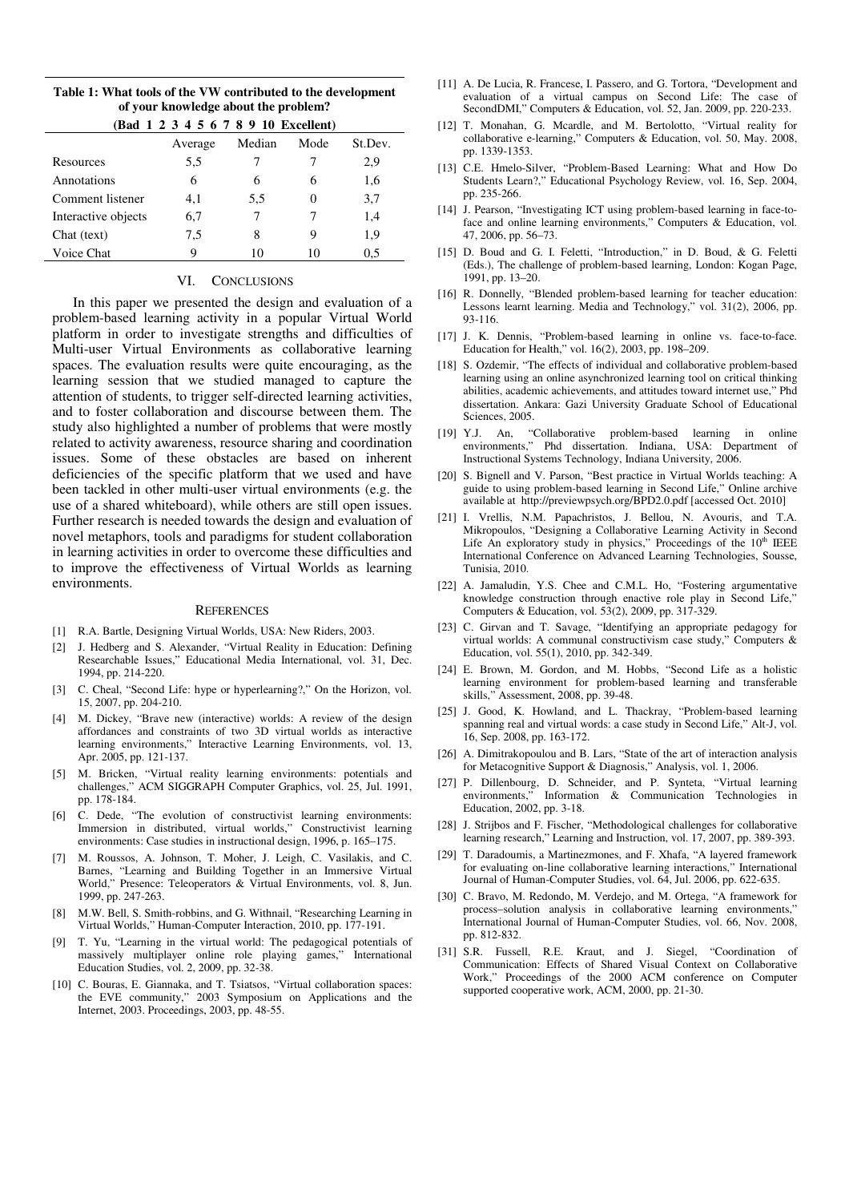**Table 1: What tools of the VW contributed to the development of your knowledge about the problem?**

**(Bad 1 2 3 4 5 6 7 8 9 10 Excellent)**

| | Average | Median | Mode | St.Dev. |
|---|---|---|---|---|
| Resources | 5,5 | 7 | 7 | 2,9 |
| Annotations | 6 | 6 | 6 | 1,6 |
| Comment listener | 4,1 | 5,5 | 0 | 3,7 |
| Interactive objects | 6,7 | 7 | 7 | 1,4 |
| Chat (text) | 7,5 | 8 | 9 | 1,9 |
| Voice Chat | 9 | 10 | 10 | 0,5 |

## VI. CONCLUSIONS

In this paper we presented the design and evaluation of a problem-based learning activity in a popular Virtual World platform in order to investigate strengths and difficulties of Multi-user Virtual Environments as collaborative learning spaces. The evaluation results were quite encouraging, as the learning session that we studied managed to capture the attention of students, to trigger self-directed learning activities, and to foster collaboration and discourse between them. The study also highlighted a number of problems that were mostly related to activity awareness, resource sharing and coordination issues. Some of these obstacles are based on inherent deficiencies of the specific platform that we used and have been tackled in other multi-user virtual environments (e.g. the use of a shared whiteboard), while others are still open issues. Further research is needed towards the design and evaluation of novel metaphors, tools and paradigms for student collaboration in learning activities in order to overcome these difficulties and to improve the effectiveness of Virtual Worlds as learning environments.

## REFERENCES

[1] R.A. Bartle, Designing Virtual Worlds, USA: New Riders, 2003.

[2] J. Hedberg and S. Alexander, "Virtual Reality in Education: Defining Researchable Issues," Educational Media International, vol. 31, Dec. 1994, pp. 214-220.

[3] C. Cheal, "Second Life: hype or hyperlearning?," On the Horizon, vol. 15, 2007, pp. 204-210.

[4] M. Dickey, "Brave new (interactive) worlds: A review of the design affordances and constraints of two 3D virtual worlds as interactive learning environments," Interactive Learning Environments, vol. 13, Apr. 2005, pp. 121-137.

[5] M. Bricken, "Virtual reality learning environments: potentials and challenges," ACM SIGGRAPH Computer Graphics, vol. 25, Jul. 1991, pp. 178-184.

[6] C. Dede, "The evolution of constructivist learning environments: Immersion in distributed, virtual worlds," Constructivist learning environments: Case studies in instructional design, 1996, p. 165–175.

[7] M. Roussos, A. Johnson, T. Moher, J. Leigh, C. Vasilakis, and C. Barnes, "Learning and Building Together in an Immersive Virtual World," Presence: Teleoperators & Virtual Environments, vol. 8, Jun. 1999, pp. 247-263.

[8] M.W. Bell, S. Smith-robbins, and G. Withnail, "Researching Learning in Virtual Worlds," Human-Computer Interaction, 2010, pp. 177-191.

[9] T. Yu, "Learning in the virtual world: The pedagogical potentials of massively multiplayer online role playing games," International Education Studies, vol. 2, 2009, pp. 32-38.

[10] C. Bouras, E. Giannaka, and T. Tsiatsos, "Virtual collaboration spaces: the EVE community," 2003 Symposium on Applications and the Internet, 2003. Proceedings, 2003, pp. 48-55.

[11] A. De Lucia, R. Francese, I. Passero, and G. Tortora, "Development and evaluation of a virtual campus on Second Life: The case of SecondDMI," Computers & Education, vol. 52, Jan. 2009, pp. 220-233.

[12] T. Monahan, G. Mcardle, and M. Bertolotto, "Virtual reality for collaborative e-learning," Computers & Education, vol. 50, May. 2008, pp. 1339-1353.

[13] C.E. Hmelo-Silver, "Problem-Based Learning: What and How Do Students Learn?," Educational Psychology Review, vol. 16, Sep. 2004, pp. 235-266.

[14] J. Pearson, "Investigating ICT using problem-based learning in face-to-face and online learning environments," Computers & Education, vol. 47, 2006, pp. 56–73.

[15] D. Boud and G. I. Feletti, "Introduction," in D. Boud, & G. Feletti (Eds.), The challenge of problem-based learning, London: Kogan Page, 1991, pp. 13–20.

[16] R. Donnelly, "Blended problem-based learning for teacher education: Lessons learnt learning. Media and Technology," vol. 31(2), 2006, pp. 93-116.

[17] J. K. Dennis, "Problem-based learning in online vs. face-to-face. Education for Health," vol. 16(2), 2003, pp. 198–209.

[18] S. Ozdemir, "The effects of individual and collaborative problem-based learning using an online asynchronized learning tool on critical thinking abilities, academic achievements, and attitudes toward internet use," Phd dissertation. Ankara: Gazi University Graduate School of Educational Sciences, 2005.

[19] Y.J. An, "Collaborative problem-based learning in online environments," Phd dissertation. Indiana, USA: Department of Instructional Systems Technology, Indiana University, 2006.

[20] S. Bignell and V. Parson, "Best practice in Virtual Worlds teaching: A guide to using problem-based learning in Second Life," Online archive available at http://previewpsych.org/BPD2.0.pdf [accessed Oct. 2010]

[21] I. Vrellis, N.M. Papachristos, J. Bellou, N. Avouris, and T.A. Mikropoulos, "Designing a Collaborative Learning Activity in Second Life An exploratory study in physics," Proceedings of the 10th IEEE International Conference on Advanced Learning Technologies, Sousse, Tunisia, 2010.

[22] A. Jamaludin, Y.S. Chee and C.M.L. Ho, "Fostering argumentative knowledge construction through enactive role play in Second Life," Computers & Education, vol. 53(2), 2009, pp. 317-329.

[23] C. Girvan and T. Savage, "Identifying an appropriate pedagogy for virtual worlds: A communal constructivism case study," Computers & Education, vol. 55(1), 2010, pp. 342-349.

[24] E. Brown, M. Gordon, and M. Hobbs, "Second Life as a holistic learning environment for problem-based learning and transferable skills," Assessment, 2008, pp. 39-48.

[25] J. Good, K. Howland, and L. Thackray, "Problem-based learning spanning real and virtual words: a case study in Second Life," Alt-J, vol. 16, Sep. 2008, pp. 163-172.

[26] A. Dimitrakopoulou and B. Lars, "State of the art of interaction analysis for Metacognitive Support & Diagnosis," Analysis, vol. 1, 2006.

[27] P. Dillenbourg, D. Schneider, and P. Synteta, "Virtual learning environments," Information & Communication Technologies in Education, 2002, pp. 3-18.

[28] J. Strijbos and F. Fischer, "Methodological challenges for collaborative learning research," Learning and Instruction, vol. 17, 2007, pp. 389-393.

[29] T. Daradoumis, a Martinezmones, and F. Xhafa, "A layered framework for evaluating on-line collaborative learning interactions," International Journal of Human-Computer Studies, vol. 64, Jul. 2006, pp. 622-635.

[30] C. Bravo, M. Redondo, M. Verdejo, and M. Ortega, "A framework for process–solution analysis in collaborative learning environments," International Journal of Human-Computer Studies, vol. 66, Nov. 2008, pp. 812-832.

[31] S.R. Fussell, R.E. Kraut, and J. Siegel, "Coordination of Communication: Effects of Shared Visual Context on Collaborative Work," Proceedings of the 2000 ACM conference on Computer supported cooperative work, ACM, 2000, pp. 21-30.